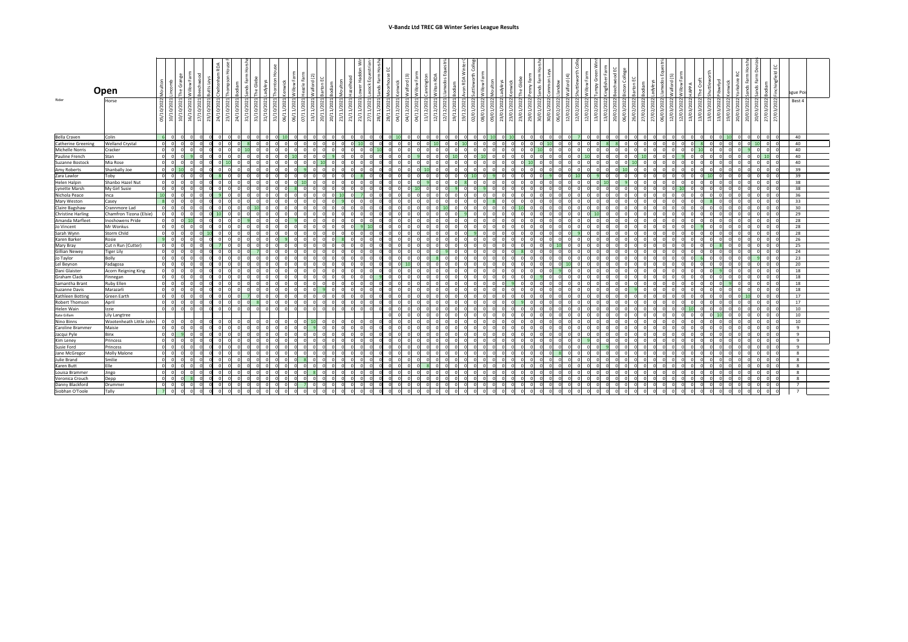# V-Bandz Ltd TREC GB Winter Series League Results

## Open

Only the Rider, Horse and League Points (Best 4) columns are reproduced here. The individual competition columns on the page (about 66 dated venue events, 05/10/2022 Moulton to 27/03/2022 Finchingfield EC) are too small to assign each score to the correct column reliably, so they are omitted.

| Rider | Horse | League Points Best 4 |
|---|---|---|
| Bella Craven | Colin | 40 |
| Catherine Greening | Welland Crystal | 40 |
| Michelle Norris | Cracker | 40 |
| Pauline French | Stan | 40 |
| Suzanne Bostock | Mia Rose | 40 |
| Amy Roberts | Shanbally Joe | 39 |
| Zara Lawlor | Toby | 39 |
| Helen Halpin | Shanbo Hazel Nut | 38 |
| Lynette Marsh | My Girl Susie | 38 |
| Nichola Peace | Inca | 36 |
| Mary Weston | Casey | 33 |
| Claire Bagshaw | Crannmore Lad | 30 |
| Christine Harling | Chamfron Tizona (Elsie) | 29 |
| Amanda Marfleet | Inoshowens Pride | 28 |
| Jo Vincent | Mr Wonkus | 28 |
| Sarah Wynn | Storm Child | 28 |
| Karen Barker | Rosie | 26 |
| Mary Bray | Cut n Run (Cutter) | 25 |
| Gillian Newey | Tiger Lily | 24 |
| Jo Taylor | Bolly | 23 |
| Lel Beynon | Fadagosa | 20 |
| Dani Glaister | Acorn Reigning King | 18 |
| Graham Clack | Finnegan | 18 |
| Samantha Brant | Ruby Ellen | 18 |
| Suzanne Davis | Marazarli | 18 |
| Kathleen Botting | Green Earth | 17 |
| Robert Thomson | April | 17 |
| Helen Wain | Izzie | 10 |
| Katie Gillam | Lily Langtree | 10 |
| Nino Binns | Wootenheath Little John | 10 |
| Caroline Brammer | Maisie | 9 |
| Jacqui Pyle | Binx | 9 |
| Kim Leney | Princess | 9 |
| Susie Ford | Princess | 9 |
| Jane McGregor | Molly Malone | 8 |
| Julie Brand | Smilie | 8 |
| Karen Butt | Elle | 8 |
| Louisa Brammer | Jingo | 8 |
| Veronica Crouch | Depp | 8 |
| Danny Blackford | Drummer | 7 |
| Siobhan O'Toole | Tally | 7 |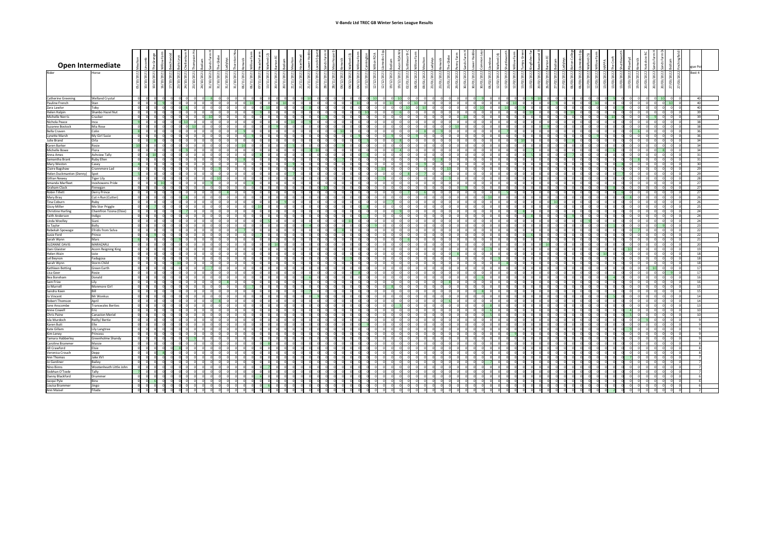# V-Bandz Ltd TREC GB Winter Series League Results

## Open Intermediate

| Rider | Horse | League Points Best 4 |
|---|---|---|
| Catherine Greening | Welland Crystal | 40 |
| Pauline French | Stan | 40 |
| Zara Lawlor | Toby | 40 |
| Helen Halpin | Shanbo Hazel Nut | 39 |
| Michelle Norris | Cracker | 39 |
| Nichola Peace | Inca | 38 |
| Suzanne Bostock | Mia Rose | 38 |
| Bella Craven | Colin | 36 |
| Lynette Marsh | My Girl Susie | 36 |
| Julie Brand | Orla | 34 |
| Karen Barker | Rosie | 34 |
| Michelle Bowe | Flora | 34 |
| Anne Ames | Ashview Tally | 31 |
| Samantha Brant | Ruby Ellen | 31 |
| Mary Weston | Casey | 30 |
| Claire Bagshaw | Crannmore Lad | 29 |
| Helen Duckmanton (Denny) | Spot | 29 |
| Gillian Newey | Tiger Lily | 28 |
| Amanda Marfleet | Inoshowens Pride | 27 |
| Graham Clack | Finnegan | 27 |
| Robin Tillett | Derry Prince | 27 |
| Mary Bray | Cut n Run (Cutter) | 26 |
| Tina Coburn | Ruby | 26 |
| Gizzy Miller | Mo Stor Priggle | 25 |
| Christine Harling | Chamfron Tizona (Elsie) | 24 |
| Faith Anderson | Indigo | 24 |
| Linda Woolley | Siani | 24 |
| Jo Taylor | Bolly | 23 |
| Rebekah Spowage | Efridis from Solva | 22 |
| Susie Ford | Prince | 22 |
| Sarah Wynn | Mars | 21 |
| SUZANNE DAVIS | MARAZARU | 20 |
| Dani Glaister | Acorn Reigning King | 19 |
| Helen Wain | Izzie | 18 |
| Lel Beynon | Fadagosa | 18 |
| Sarah Wynn | Storm Child | 18 |
| Kathleen Botting | Green Earth | 17 |
| Lisa Geer | Rosie | 17 |
| Bea Boreham | Donald | 16 |
| Sam Frize | Lily | 16 |
| Jo Murrell | Monmore Girl | 15 |
| Sandra Keen | Bill | 15 |
| Jo Vincent | Mr Wonkus | 14 |
| Robert Thomson | April | 14 |
| Jane Anscombe | Transwales Berties | 13 |
| Anne Cowell | Eric | 10 |
| Chris Paine | Canaston Meriel | 10 |
| Isla Murdoch | Reilly/ Bertie | 9 |
| Karen Butt | Elle | 9 |
| Kate Gillam | Lily Langtree | 9 |
| Kim Leney | Princess | 9 |
| Tamara Habberley | Greenholme Shandy | 9 |
| Caroline Brammer | Maisie | 8 |
| Jill Crawford | Elsie | 8 |
| Veronica Crouch | Depp | 8 |
| Ann Thomas | Jake XVI | 7 |
| Jo Gardiner | Bailey | 7 |
| Nino Binns | Wootenheath Little John | 7 |
| Siobhan O'Toole | Tally | 7 |
| Danny Blackford | Drummer | 6 |
| Jacqui Pyle | Binx | 6 |
| Louisa Brammer | Jingo | 6 |
| Ann Maisel | Filada | 2 |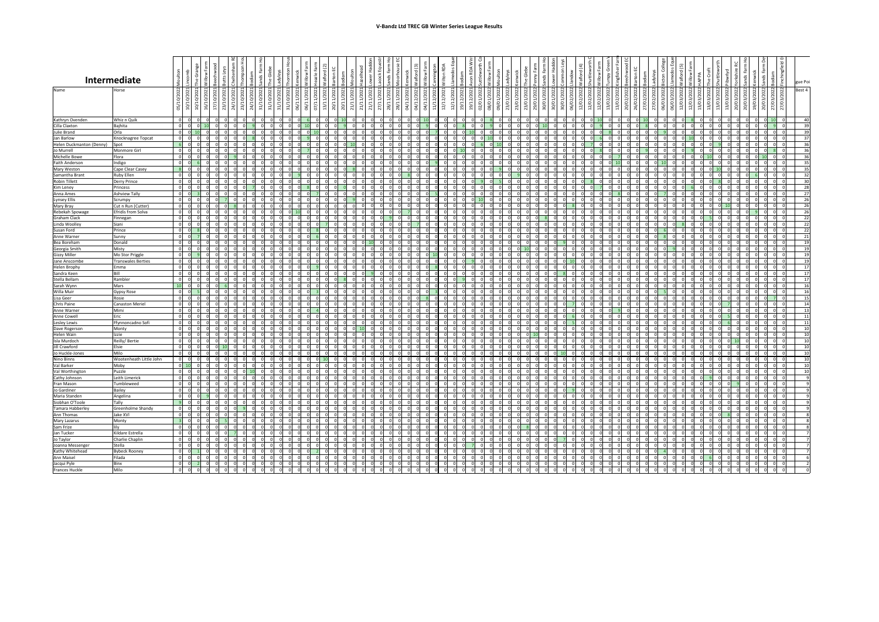# V-Bandz Ltd TREC GB Winter Series League Results

## Intermediate

| Name | Horse | 05/10/2021 Moulton | 10/10/2021 Lincomb | 10/10/2021 The Grange | 16/10/2021 Willow Farm | 17/10/2021 Beechwood | 23/10/2021 Butts Leys | 24/10/2021 Cheltenham R | 23/10/2021 Thompson Ho | 24/10/2021 Bodiam | 31/10/2021 Sands Farm Ho | 31/10/2021 The Glebe | 31/10/2021 Ladyleys | 31/10/2021 Thornton Hous | 06/11/2021 Kenwick | 06/11/2021 Willow Farm | 07/11/2021 Heazle Farm | 13/11/2021 Walford (2) | 20/11/2021 Barton EC | 20/11/2021 Bodiam | 21/11/2021 Moulton | 21/11/2021 Hazelhood | 21/11/2021 Lower Haddon | 27/11/2021 Lacock Equestr | 28/11/2021 Sands Farm Ho | 28/11/2021 Moorhouse EC | 04/12/2021 Kenwick | 04/12/2021 Walford (3) | 04/12/2021 Willow Farm | 11/12/2021 Cannington | 12/12/2021 Wilton RDA | 12/12/2021 Llanedos Eque | 19/12/2021 Bodiam | 19/12/2021 Avon RDA Win | 02/01/2022 Suttleworth Co | 08/01/2022 Willow Farm | 09/01/2022 Moulton | 23/01/2022 Ladyleys | 23/01/2022 Kenwick | 23/01/2022 The Glebe | 29/01/2022 Penny Farm | 30/01/2022 Sands Farm Ho | 30/01/2022 Lower Haddon | 30/01/2022 Common Leys | 06/02/2022 Llandow | 12/02/2022 Walford (4) | 12/02/2022 Shuttleworth C | 12/02/2022 Willow Farm | 13/02/2022 Tumpy Green | 13/02/2022 Kingfisher Farm | 20/02/2022 Beechwood EC | 26/02/2022 Barton EC | 27/02/2022 Bodiam | 27/02/2022 Ladyleys | 06/03/2022 Bicton College | 06/03/2022 Llanedos Eque | 12/03/2022 Walford (5) | 12/03/2022 Willow Farm | 13/03/2022 HAPPA | 13/03/2022 The Croft | 13/03/2022 Shuttleworth | 13/03/2022 Plowlyd | 20/03/2022 Yorkshire RC | 20/03/2022 Sands Farm Ho | 19/03/2022 Kenwick | 20/03/2022 Sands Farm De | 27/03/2022 Bodiam | 27/03/2022 Finchingfield E | League Points Best 4 |
|---|---|---|---|---|---|---|---|---|---|---|---|---|---|---|---|---|---|---|---|---|---|---|---|---|---|---|---|---|---|---|---|---|---|---|---|---|---|---|---|---|---|---|---|---|---|---|---|---|---|---|---|---|---|---|---|---|---|---|---|---|---|---|---|---|---|---|---|---|---|
| Kathryn Ovenden | Whiz n Quik | 0 | 0 | 0 | 0 | 0 | 0 | 0 | 0 | 0 | 0 | 0 | 6 | 0 | 0 | 0 | 10 | 0 | 0 | 0 | 0 | 0 | 0 | 0 | 0 | 0 | 10 | 0 | 0 | 0 | 0 | 0 | 0 | 0 | 0 | 0 | 0 | 0 | 0 | 0 | 0 | 0 | 0 | 0 | 0 | 0 | 10 | 0 | 0 | 0 | 0 | 0 | 0 | 0 | 0 | 0 | 0 | 0 | 0 | 0 | 0 | 0 | 0 | 0 | 0 | 0 | 10 | 0 | 40 |
| Cilla Claxton | Bajhita | 0 | 0 | 0 | 10 | 0 | 0 | 0 | 0 | 9 | 0 | 0 | 0 | 0 | 0 | 10 | 0 | 0 | 0 | 9 | 0 | 0 | 0 | 0 | 0 | 0 | 0 | 9 | 0 | 0 | 0 | 8 | 0 | 0 | 9 | 0 | 0 | 0 | 0 | 0 | 0 | 10 | 0 | 0 | 0 | 0 | 9 | 0 | 0 | 0 | 0 | 0 | 8 | 0 | 0 | 0 | 0 | 0 | 0 | 0 | 0 | 0 | 0 | 0 | 0 | 0 | 9 | 0 | 39 |
| Julie Brand | Orla | 0 | 0 | 10 | 0 | 0 | 0 | 0 | 0 | 0 | 0 | 0 | 0 | 0 | 0 | 0 | 10 | 0 | 0 | 0 | 0 | 0 | 0 | 0 | 0 | 0 | 0 | 0 | 0 | 7 | 0 | 0 | 10 | 0 | 0 | 0 | 0 | 0 | 0 | 0 | 0 | 0 | 0 | 0 | 0 | 0 | 0 | 0 | 8 | 0 | 0 | 0 | 0 | 0 | 9 | 0 | 0 | 0 | 0 | 0 | 0 | 0 | 0 | 0 | 0 | 0 | 0 | 0 | 39 |
| Jan Barlow | Knocknagree Topcat | 0 | 0 | 0 | 0 | 0 | 0 | 0 | 0 | 8 | 0 | 0 | 0 | 0 | 0 | 9 | 0 | 0 | 0 | 0 | 0 | 0 | 0 | 0 | 0 | 0 | 0 | 0 | 0 | 0 | 0 | 0 | 0 | 0 | 0 | 0 | 10 | 0 | 0 | 0 | 0 | 0 | 0 | 0 | 0 | 0 | 0 | 0 | 0 | 0 | 0 | 0 | 0 | 0 | 0 | 0 | 0 | 10 | 0 | 0 | 0 | 0 | 0 | 0 | 0 | 0 | 0 | 0 | 37 |
| Helen Duckmanton (Denny) | Spot | 6 | 0 | 0 | 0 | 0 | 0 | 0 | 0 | 0 | 0 | 0 | 0 | 0 | 0 | 0 | 0 | 0 | 0 | 0 | 10 | 0 | 0 | 0 | 0 | 0 | 0 | 0 | 0 | 0 | 0 | 0 | 0 | 0 | 0 | 6 | 0 | 10 | 0 | 0 | 0 | 0 | 0 | 0 | 0 | 0 | 7 | 0 | 0 | 0 | 0 | 0 | 0 | 0 | 0 | 0 | 0 | 0 | 0 | 0 | 9 | 0 | 0 | 0 | 0 | 0 | 0 | 0 | 36 |
| Jo Murrell | Monmore Girl | 0 | 0 | 0 | 0 | 0 | 0 | 0 | 0 | 0 | 0 | 0 | 0 | 0 | 0 | 0 | 7 | 0 | 0 | 0 | 0 | 0 | 0 | 0 | 0 | 0 | 0 | 0 | 0 | 0 | 0 | 0 | 10 | 0 | 0 | 0 | 0 | 0 | 0 | 0 | 0 | 0 | 0 | 0 | 0 | 0 | 0 | 8 | 0 | 0 | 0 | 0 | 9 | 0 | 0 | 0 | 0 | 0 | 0 | 9 | 0 | 0 | 0 | 0 | 0 | 8 | 0 | 0 | 36 |
| Michelle Bowe | Flora | 0 | 0 | 0 | 0 | 0 | 0 | 9 | 0 | 0 | 0 | 0 | 0 | 0 | 0 | 0 | 0 | 0 | 0 | 0 | 0 | 0 | 0 | 0 | 0 | 0 | 0 | 0 | 0 | 0 | 0 | 0 | 0 | 0 | 0 | 0 | 0 | 0 | 0 | 0 | 0 | 0 | 0 | 0 | 0 | 0 | 0 | 0 | 7 | 0 | 0 | 0 | 0 | 0 | 0 | 0 | 0 | 0 | 0 | 0 | 10 | 0 | 0 | 0 | 10 | 0 | 0 | 0 | 36 |
| Faith Anderson | Indigo | 0 | 0 | 0 | 6 | 0 | 0 | 0 | 0 | 0 | 0 | 0 | 0 | 0 | 0 | 0 | 0 | 0 | 0 | 0 | 0 | 0 | 0 | 0 | 0 | 0 | 0 | 0 | 0 | 9 | 0 | 0 | 0 | 0 | 0 | 0 | 0 | 0 | 0 | 0 | 0 | 0 | 0 | 0 | 0 | 0 | 0 | 0 | 10 | 0 | 0 | 0 | 0 | 0 | 0 | 10 | 0 | 0 | 0 | 0 | 0 | 0 | 0 | 0 | 0 | 0 | 0 | 0 | 35 |
| Mary Weston | Cape Clear Casey | 8 | 0 | 0 | 0 | 0 | 0 | 0 | 0 | 0 | 0 | 0 | 0 | 0 | 0 | 0 | 0 | 0 | 0 | 0 | 8 | 0 | 0 | 0 | 0 | 0 | 0 | 0 | 0 | 0 | 0 | 0 | 0 | 0 | 0 | 9 | 0 | 0 | 0 | 0 | 0 | 0 | 0 | 0 | 0 | 0 | 0 | 0 | 0 | 0 | 0 | 0 | 0 | 0 | 0 | 0 | 0 | 0 | 0 | 0 | 0 | 10 | 0 | 0 | 0 | 0 | 0 | 0 | 35 |
| Samantha Brant | Ruby Ellen | 0 | 0 | 0 | 0 | 0 | 0 | 0 | 0 | 0 | 0 | 0 | 0 | 0 | 0 | 9 | 0 | 0 | 0 | 0 | 0 | 0 | 0 | 0 | 0 | 0 | 8 | 0 | 0 | 0 | 0 | 0 | 0 | 0 | 0 | 0 | 0 | 0 | 0 | 9 | 0 | 0 | 0 | 0 | 0 | 0 | 0 | 0 | 0 | 0 | 0 | 0 | 0 | 0 | 0 | 0 | 0 | 0 | 0 | 0 | 0 | 0 | 0 | 0 | 6 | 0 | 0 | 0 | 32 |
| Robin Tillett | Derry Prince | 0 | 0 | 0 | 0 | 0 | 0 | 0 | 0 | 0 | 0 | 0 | 0 | 0 | 0 | 0 | 0 | 0 | 0 | 0 | 0 | 0 | 0 | 0 | 0 | 0 | 0 | 0 | 0 | 0 | 0 | 0 | 0 | 9 | 0 | 0 | 5 | 0 | 0 | 0 | 0 | 0 | 0 | 0 | 0 | 0 | 8 | 0 | 0 | 0 | 0 | 0 | 0 | 0 | 0 | 0 | 0 | 0 | 0 | 0 | 8 | 0 | 0 | 0 | 0 | 0 | 0 | 0 | 30 |
| Kim Leney | Princess | 0 | 0 | 0 | 0 | 0 | 0 | 0 | 0 | 7 | 0 | 0 | 0 | 0 | 0 | 0 | 8 | 0 | 0 | 0 | 0 | 0 | 0 | 0 | 0 | 0 | 0 | 0 | 0 | 0 | 0 | 0 | 0 | 0 | 0 | 0 | 0 | 0 | 0 | 0 | 0 | 0 | 0 | 0 | 0 | 0 | 0 | 7 | 0 | 0 | 0 | 0 | 0 | 0 | 0 | 0 | 0 | 6 | 0 | 0 | 0 | 0 | 0 | 0 | 0 | 0 | 0 | 0 | 28 |
| Anna Ames | Ashview Tally | 0 | 0 | 3 | 0 | 0 | 0 | 0 | 0 | 0 | 0 | 0 | 0 | 0 | 0 | 0 | 0 | 7 | 0 | 0 | 0 | 0 | 0 | 0 | 0 | 0 | 0 | 0 | 0 | 5 | 0 | 0 | 0 | 0 | 0 | 0 | 0 | 0 | 0 | 0 | 0 | 0 | 0 | 0 | 0 | 0 | 0 | 0 | 0 | 8 | 0 | 0 | 0 | 0 | 7 | 0 | 0 | 0 | 0 | 0 | 0 | 0 | 0 | 0 | 0 | 0 | 0 | 0 | 27 |
| Lynsey Ellis | Scrumpy | 0 | 0 | 0 | 0 | 0 | 7 | 0 | 0 | 0 | 0 | 0 | 0 | 0 | 0 | 0 | 0 | 0 | 0 | 0 | 0 | 9 | 0 | 0 | 0 | 0 | 0 | 0 | 0 | 0 | 0 | 0 | 0 | 10 | 0 | 0 | 0 | 0 | 0 | 0 | 0 | 0 | 0 | 0 | 0 | 0 | 0 | 0 | 0 | 0 | 0 | 0 | 0 | 0 | 0 | 0 | 0 | 0 | 0 | 0 | 0 | 0 | 0 | 0 | 0 | 0 | 0 | 0 | 26 |
| Mary Bray | Cut n Run (Cutter) | 0 | 0 | 0 | 0 | 0 | 0 | 8 | 0 | 0 | 0 | 0 | 0 | 0 | 0 | 0 | 0 | 0 | 0 | 0 | 0 | 0 | 0 | 0 | 0 | 0 | 0 | 0 | 0 | 0 | 0 | 0 | 0 | 0 | 0 | 0 | 0 | 0 | 0 | 0 | 0 | 0 | 0 | 0 | 0 | 8 | 0 | 0 | 0 | 0 | 0 | 0 | 0 | 0 | 0 | 0 | 0 | 0 | 0 | 0 | 0 | 10 | 0 | 0 | 0 | 0 | 0 | 0 | 26 |
| Rebekah Spowage | Efridis from Solva | 0 | 0 | 0 | 0 | 0 | 0 | 0 | 0 | 0 | 0 | 0 | 0 | 0 | 0 | 0 | 0 | 0 | 0 | 0 | 0 | 0 | 0 | 0 | 0 | 0 | 7 | 0 | 0 | 0 | 0 | 0 | 0 | 0 | 0 | 0 | 0 | 0 | 0 | 0 | 0 | 0 | 0 | 0 | 0 | 10 | 0 | 0 | 0 | 0 | 0 | 0 | 0 | 0 | 0 | 0 | 0 | 0 | 0 | 0 | 0 | 0 | 0 | 9 | 0 | 0 | 0 | 0 | 26 |
| Graham Clack | Finnegan | 0 | 0 | 0 | 0 | 0 | 0 | 0 | 0 | 0 | 0 | 0 | 0 | 0 | 0 | 0 | 0 | 0 | 0 | 0 | 0 | 0 | 0 | 0 | 9 | 0 | 0 | 0 | 0 | 0 | 0 | 0 | 0 | 0 | 0 | 0 | 0 | 0 | 0 | 0 | 0 | 0 | 8 | 0 | 0 | 0 | 0 | 0 | 0 | 0 | 0 | 0 | 0 | 0 | 0 | 0 | 0 | 0 | 0 | 0 | 5 | 0 | 0 | 0 | 0 | 0 | 0 | 0 | 22 |
| Linda Woolley | Siani | 0 | 0 | 0 | 0 | 0 | 0 | 0 | 0 | 0 | 0 | 0 | 0 | 0 | 0 | 0 | 0 | 7 | 0 | 0 | 0 | 0 | 0 | 0 | 0 | 0 | 0 | 7 | 0 | 0 | 0 | 0 | 0 | 0 | 0 | 0 | 0 | 0 | 0 | 0 | 0 | 0 | 0 | 0 | 0 | 0 | 0 | 0 | 0 | 0 | 0 | 0 | 0 | 0 | 0 | 0 | 0 | 8 | 0 | 0 | 0 | 0 | 0 | 0 | 0 | 0 | 0 | 0 | 22 |
| Susan Ford | Prince | 0 | 0 | 8 | 0 | 0 | 0 | 0 | 0 | 0 | 0 | 0 | 0 | 0 | 0 | 0 | 8 | 0 | 0 | 0 | 0 | 0 | 0 | 0 | 0 | 0 | 0 | 0 | 0 | 0 | 0 | 0 | 0 | 0 | 0 | 0 | 0 | 0 | 0 | 0 | 0 | 0 | 0 | 0 | 0 | 0 | 0 | 0 | 0 | 0 | 0 | 0 | 0 | 0 | 6 | 0 | 0 | 0 | 0 | 0 | 0 | 0 | 0 | 0 | 0 | 0 | 0 | 0 | 22 |
| Anne Warner | Sunny | 0 | 0 | 7 | 0 | 0 | 0 | 0 | 0 | 0 | 0 | 0 | 0 | 0 | 0 | 0 | 6 | 0 | 0 | 0 | 0 | 0 | 0 | 0 | 0 | 0 | 0 | 0 | 0 | 0 | 0 | 0 | 0 | 0 | 0 | 0 | 0 | 0 | 0 | 0 | 0 | 0 | 0 | 0 | 0 | 0 | 0 | 0 | 0 | 0 | 0 | 0 | 0 | 0 | 8 | 0 | 0 | 0 | 0 | 0 | 0 | 0 | 0 | 0 | 0 | 0 | 0 | 0 | 21 |
| Bea Boreham | Donald | 0 | 0 | 0 | 0 | 0 | 0 | 0 | 0 | 0 | 0 | 0 | 0 | 0 | 0 | 0 | 0 | 0 | 0 | 0 | 0 | 0 | 10 | 0 | 0 | 0 | 0 | 0 | 0 | 0 | 0 | 0 | 0 | 0 | 0 | 0 | 0 | 0 | 0 | 0 | 0 | 0 | 0 | 0 | 9 | 0 | 0 | 0 | 0 | 0 | 0 | 0 | 0 | 0 | 0 | 0 | 0 | 0 | 0 | 0 | 0 | 0 | 0 | 0 | 0 | 0 | 0 | 0 | 19 |
| Georgia Smith | Misty | 0 | 0 | 0 | 0 | 0 | 0 | 0 | 0 | 0 | 0 | 0 | 0 | 0 | 0 | 0 | 0 | 0 | 0 | 0 | 0 | 0 | 0 | 0 | 0 | 0 | 0 | 0 | 0 | 0 | 0 | 0 | 0 | 0 | 0 | 0 | 0 | 0 | 0 | 10 | 0 | 0 | 0 | 0 | 0 | 0 | 0 | 0 | 0 | 0 | 0 | 0 | 0 | 0 | 0 | 9 | 0 | 0 | 0 | 0 | 0 | 0 | 0 | 0 | 0 | 0 | 0 | 0 | 19 |
| Gizzy Miller | Mo Stor Priggle | 0 | 0 | 9 | 0 | 0 | 0 | 0 | 0 | 0 | 0 | 0 | 0 | 0 | 0 | 0 | 0 | 0 | 0 | 0 | 0 | 0 | 0 | 0 | 0 | 0 | 0 | 0 | 0 | 10 | 0 | 0 | 0 | 0 | 0 | 0 | 0 | 0 | 0 | 0 | 0 | 0 | 0 | 0 | 0 | 0 | 0 | 0 | 0 | 0 | 0 | 0 | 0 | 0 | 0 | 0 | 0 | 0 | 0 | 0 | 0 | 0 | 0 | 0 | 0 | 0 | 0 | 0 | 19 |
| Jane Anscombe | Transwales Berties | 0 | 0 | 0 | 0 | 0 | 0 | 0 | 0 | 0 | 0 | 0 | 0 | 0 | 0 | 0 | 0 | 0 | 0 | 0 | 0 | 0 | 0 | 0 | 0 | 0 | 0 | 0 | 0 | 0 | 0 | 0 | 0 | 9 | 0 | 0 | 0 | 0 | 0 | 0 | 0 | 0 | 0 | 0 | 10 | 0 | 0 | 0 | 0 | 0 | 0 | 0 | 0 | 0 | 0 | 0 | 0 | 0 | 0 | 0 | 0 | 0 | 0 | 0 | 0 | 0 | 0 | 0 | 19 |
| Helen Brophy | Emma | 0 | 0 | 0 | 0 | 0 | 0 | 0 | 0 | 0 | 0 | 0 | 0 | 0 | 0 | 0 | 0 | 9 | 0 | 0 | 0 | 0 | 0 | 0 | 0 | 0 | 0 | 0 | 0 | 8 | 0 | 0 | 0 | 0 | 0 | 0 | 0 | 0 | 0 | 0 | 0 | 0 | 0 | 0 | 0 | 0 | 0 | 0 | 0 | 0 | 0 | 0 | 0 | 0 | 0 | 0 | 0 | 0 | 0 | 0 | 0 | 0 | 0 | 0 | 0 | 0 | 0 | 0 | 17 |
| Sandra Keen | Bill | 0 | 0 | 0 | 0 | 0 | 0 | 0 | 0 | 0 | 0 | 0 | 0 | 0 | 0 | 0 | 0 | 0 | 0 | 0 | 0 | 0 | 9 | 0 | 0 | 0 | 0 | 0 | 0 | 0 | 0 | 0 | 0 | 0 | 0 | 0 | 0 | 0 | 0 | 0 | 0 | 0 | 0 | 0 | 8 | 0 | 0 | 0 | 0 | 0 | 0 | 0 | 0 | 0 | 0 | 0 | 0 | 0 | 0 | 0 | 0 | 0 | 0 | 0 | 0 | 0 | 0 | 0 | 17 |
| Stella Bellam | Rambler | 0 | 0 | 0 | 0 | 0 | 0 | 0 | 0 | 0 | 0 | 0 | 0 | 0 | 0 | 0 | 0 | 0 | 0 | 0 | 0 | 8 | 0 | 0 | 0 | 0 | 0 | 0 | 0 | 0 | 0 | 9 | 0 | 0 | 0 | 0 | 0 | 0 | 0 | 0 | 0 | 0 | 0 | 0 | 0 | 0 | 0 | 0 | 0 | 0 | 0 | 0 | 0 | 0 | 0 | 0 | 0 | 0 | 0 | 0 | 0 | 0 | 0 | 0 | 0 | 0 | 0 | 0 | 17 |
| Sarah Wynn | Mars | 10 | 0 | 0 | 0 | 0 | 6 | 0 | 0 | 0 | 0 | 0 | 0 | 0 | 0 | 0 | 0 | 0 | 0 | 0 | 0 | 0 | 0 | 0 | 0 | 0 | 0 | 0 | 0 | 0 | 0 | 0 | 0 | 0 | 0 | 0 | 0 | 0 | 0 | 0 | 0 | 0 | 0 | 0 | 0 | 0 | 0 | 0 | 0 | 0 | 0 | 0 | 0 | 0 | 0 | 0 | 0 | 0 | 0 | 0 | 0 | 0 | 0 | 0 | 0 | 0 | 0 | 0 | 16 |
| Willa Muir | Gypsy Rose | 0 | 0 | 5 | 0 | 0 | 0 | 0 | 0 | 0 | 0 | 0 | 0 | 0 | 0 | 0 | 0 | 3 | 0 | 0 | 0 | 0 | 0 | 0 | 0 | 0 | 0 | 0 | 0 | 3 | 0 | 0 | 0 | 0 | 0 | 0 | 0 | 0 | 0 | 0 | 0 | 0 | 0 | 0 | 0 | 0 | 0 | 0 | 0 | 0 | 0 | 0 | 0 | 0 | 5 | 0 | 0 | 0 | 0 | 0 | 0 | 0 | 0 | 0 | 0 | 0 | 0 | 0 | 16 |
| Lisa Geer | Rosie | 0 | 0 | 0 | 0 | 0 | 0 | 0 | 0 | 0 | 0 | 0 | 0 | 0 | 0 | 0 | 0 | 0 | 0 | 0 | 0 | 0 | 0 | 0 | 0 | 0 | 0 | 0 | 8 | 0 | 0 | 0 | 0 | 0 | 0 | 0 | 0 | 0 | 0 | 0 | 0 | 0 | 0 | 0 | 0 | 0 | 0 | 0 | 0 | 0 | 0 | 0 | 0 | 0 | 0 | 0 | 0 | 0 | 0 | 0 | 0 | 0 | 0 | 0 | 0 | 7 | 0 | 0 | 15 |
| Chris Paine | Canaston Meriel | 0 | 0 | 0 | 0 | 0 | 0 | 0 | 0 | 0 | 0 | 0 | 0 | 0 | 0 | 0 | 0 | 0 | 0 | 0 | 0 | 0 | 0 | 0 | 0 | 0 | 0 | 0 | 0 | 0 | 0 | 0 | 0 | 0 | 0 | 0 | 0 | 0 | 0 | 0 | 0 | 0 | 0 | 0 | 0 | 7 | 0 | 0 | 0 | 0 | 0 | 0 | 0 | 0 | 0 | 0 | 0 | 0 | 0 | 0 | 0 | 7 | 0 | 0 | 0 | 0 | 0 | 0 | 14 |
| Anne Warner | Mimi | 0 | 0 | 0 | 0 | 0 | 0 | 0 | 0 | 0 | 0 | 0 | 0 | 0 | 0 | 0 | 4 | 0 | 0 | 0 | 0 | 0 | 0 | 0 | 0 | 0 | 0 | 0 | 0 | 0 | 0 | 0 | 0 | 0 | 0 | 0 | 0 | 0 | 0 | 0 | 0 | 0 | 0 | 0 | 0 | 0 | 0 | 0 | 9 | 0 | 0 | 0 | 0 | 0 | 0 | 0 | 0 | 0 | 0 | 0 | 0 | 0 | 0 | 0 | 0 | 0 | 0 | 0 | 13 |
| Anne Cowell | Eric | 0 | 0 | 0 | 0 | 0 | 0 | 0 | 0 | 0 | 0 | 0 | 0 | 0 | 0 | 0 | 0 | 0 | 0 | 0 | 0 | 0 | 0 | 0 | 0 | 0 | 0 | 0 | 0 | 0 | 0 | 0 | 0 | 0 | 0 | 0 | 0 | 0 | 0 | 0 | 0 | 0 | 0 | 0 | 6 | 0 | 0 | 0 | 0 | 0 | 0 | 0 | 0 | 0 | 0 | 0 | 0 | 0 | 0 | 0 | 5 | 0 | 0 | 0 | 0 | 0 | 0 | 0 | 11 |
| Lesley Lewis | Ffynnoncadno Sofi | 0 | 0 | 0 | 0 | 0 | 0 | 0 | 0 | 0 | 0 | 0 | 0 | 0 | 0 | 0 | 0 | 0 | 0 | 0 | 0 | 0 | 0 | 0 | 0 | 0 | 0 | 0 | 0 | 0 | 0 | 0 | 0 | 0 | 0 | 0 | 0 | 0 | 0 | 0 | 0 | 0 | 0 | 0 | 5 | 0 | 0 | 0 | 0 | 0 | 0 | 0 | 0 | 0 | 0 | 0 | 0 | 0 | 0 | 0 | 0 | 6 | 0 | 0 | 0 | 0 | 0 | 0 | 11 |
| Dave Rogerson | Monty | 0 | 0 | 0 | 0 | 0 | 0 | 0 | 0 | 0 | 0 | 0 | 0 | 0 | 0 | 0 | 0 | 0 | 0 | 0 | 0 | 0 | 10 | 0 | 0 | 0 | 0 | 0 | 0 | 0 | 0 | 0 | 0 | 0 | 0 | 0 | 0 | 0 | 0 | 0 | 0 | 0 | 0 | 0 | 0 | 0 | 0 | 0 | 0 | 0 | 0 | 0 | 0 | 0 | 0 | 0 | 0 | 0 | 0 | 0 | 0 | 0 | 0 | 0 | 0 | 0 | 0 | 0 | 10 |
| Helen Wain | Izzie | 0 | 0 | 0 | 0 | 0 | 0 | 0 | 0 | 0 | 0 | 0 | 0 | 0 | 0 | 0 | 0 | 0 | 0 | 0 | 0 | 0 | 0 | 0 | 0 | 0 | 0 | 0 | 0 | 0 | 0 | 0 | 0 | 0 | 0 | 0 | 0 | 0 | 0 | 0 | 10 | 0 | 0 | 0 | 0 | 0 | 0 | 0 | 0 | 0 | 0 | 0 | 0 | 0 | 0 | 0 | 0 | 0 | 0 | 0 | 0 | 0 | 0 | 0 | 0 | 0 | 0 | 0 | 10 |
| Isla Murdoch | Reilly/ Bertie | 0 | 0 | 0 | 0 | 0 | 0 | 0 | 0 | 0 | 0 | 0 | 0 | 0 | 0 | 0 | 0 | 0 | 0 | 0 | 0 | 0 | 0 | 0 | 0 | 0 | 0 | 0 | 0 | 0 | 0 | 0 | 0 | 0 | 0 | 0 | 0 | 0 | 0 | 0 | 0 | 0 | 0 | 0 | 0 | 0 | 0 | 0 | 0 | 0 | 0 | 0 | 0 | 0 | 0 | 0 | 0 | 0 | 0 | 0 | 0 | 0 | 0 | 10 | 0 | 0 | 0 | 0 | 10 |
| Jill Crawford | Elsie | 0 | 0 | 0 | 0 | 0 | 10 | 0 | 0 | 0 | 0 | 0 | 0 | 0 | 0 | 0 | 0 | 0 | 0 | 0 | 0 | 0 | 0 | 0 | 0 | 0 | 0 | 0 | 0 | 0 | 0 | 0 | 0 | 0 | 0 | 0 | 0 | 0 | 0 | 0 | 0 | 0 | 0 | 0 | 0 | 0 | 0 | 0 | 0 | 0 | 0 | 0 | 0 | 0 | 0 | 0 | 0 | 0 | 0 | 0 | 0 | 0 | 0 | 0 | 0 | 0 | 0 | 0 | 10 |
| Jo Huckle-Jones | Milo | 0 | 0 | 0 | 0 | 0 | 0 | 0 | 0 | 0 | 0 | 0 | 0 | 0 | 0 | 0 | 0 | 0 | 0 | 0 | 0 | 0 | 0 | 0 | 0 | 0 | 0 | 0 | 0 | 0 | 0 | 0 | 0 | 0 | 0 | 0 | 0 | 0 | 0 | 0 | 0 | 0 | 0 | 10 | 0 | 0 | 0 | 0 | 0 | 0 | 0 | 0 | 0 | 0 | 0 | 0 | 0 | 0 | 0 | 0 | 0 | 0 | 0 | 0 | 0 | 0 | 0 | 0 | 10 |
| Nino Binns | Wootenheath Little John | 0 | 0 | 0 | 0 | 0 | 0 | 0 | 0 | 0 | 0 | 0 | 0 | 0 | 0 | 0 | 10 | 0 | 0 | 0 | 0 | 0 | 0 | 0 | 0 | 0 | 0 | 0 | 0 | 0 | 0 | 0 | 0 | 0 | 0 | 0 | 0 | 0 | 0 | 0 | 0 | 0 | 0 | 0 | 0 | 0 | 0 | 0 | 0 | 0 | 0 | 0 | 0 | 0 | 0 | 0 | 0 | 0 | 0 | 0 | 0 | 0 | 0 | 0 | 0 | 0 | 0 | 0 | 10 |
| Val Barker | Moby | 0 | 10 | 0 | 0 | 0 | 0 | 0 | 0 | 0 | 0 | 0 | 0 | 0 | 0 | 0 | 0 | 0 | 0 | 0 | 0 | 0 | 0 | 0 | 0 | 0 | 0 | 0 | 0 | 0 | 0 | 0 | 0 | 0 | 0 | 0 | 0 | 0 | 0 | 0 | 0 | 0 | 0 | 0 | 0 | 0 | 0 | 0 | 0 | 0 | 0 | 0 | 0 | 0 | 0 | 0 | 0 | 0 | 0 | 0 | 0 | 0 | 0 | 0 | 0 | 0 | 0 | 0 | 10 |
| Val Worthington | Puzzle | 0 | 0 | 0 | 0 | 0 | 0 | 0 | 0 | 10 | 0 | 0 | 0 | 0 | 0 | 0 | 0 | 0 | 0 | 0 | 0 | 0 | 0 | 0 | 0 | 0 | 0 | 0 | 0 | 0 | 0 | 0 | 0 | 0 | 0 | 0 | 0 | 0 | 0 | 0 | 0 | 0 | 0 | 0 | 0 | 0 | 0 | 0 | 0 | 0 | 0 | 0 | 0 | 0 | 0 | 0 | 0 | 0 | 0 | 0 | 0 | 0 | 0 | 0 | 0 | 0 | 0 | 0 | 10 |
| Cathy Johnson | Leith Limerick | 0 | 0 | 0 | 0 | 0 | 0 | 0 | 0 | 0 | 0 | 0 | 0 | 0 | 0 | 0 | 0 | 0 | 0 | 0 | 0 | 0 | 0 | 0 | 0 | 0 | 0 | 0 | 0 | 0 | 0 | 0 | 0 | 0 | 0 | 0 | 0 | 0 | 0 | 0 | 0 | 0 | 0 | 0 | 0 | 0 | 0 | 0 | 0 | 0 | 0 | 0 | 0 | 0 | 0 | 0 | 0 | 0 | 0 | 9 | 0 | 0 | 0 | 0 | 0 | 0 | 0 | 0 | 9 |
| Fran Mason | Tumbleweed | 0 | 0 | 0 | 0 | 0 | 0 | 0 | 0 | 0 | 0 | 0 | 0 | 0 | 0 | 0 | 0 | 0 | 0 | 0 | 0 | 0 | 0 | 0 | 0 | 0 | 0 | 0 | 0 | 0 | 0 | 0 | 0 | 0 | 0 | 0 | 0 | 0 | 0 | 0 | 0 | 0 | 0 | 0 | 0 | 0 | 0 | 0 | 0 | 0 | 0 | 0 | 0 | 0 | 0 | 0 | 0 | 0 | 0 | 0 | 0 | 0 | 9 | 0 | 0 | 0 | 0 | 0 | 9 |
| Jo Gardiner | Bailey | 0 | 0 | 0 | 0 | 0 | 0 | 0 | 0 | 0 | 0 | 0 | 0 | 0 | 0 | 0 | 0 | 0 | 0 | 0 | 0 | 0 | 0 | 0 | 0 | 0 | 0 | 0 | 0 | 0 | 0 | 0 | 0 | 0 | 0 | 0 | 0 | 0 | 0 | 0 | 0 | 0 | 0 | 0 | 9 | 0 | 0 | 0 | 0 | 0 | 0 | 0 | 0 | 0 | 0 | 0 | 0 | 0 | 0 | 0 | 0 | 0 | 0 | 0 | 0 | 0 | 0 | 0 | 9 |
| Maria Standen | Angelina | 0 | 0 | 0 | 9 | 0 | 0 | 0 | 0 | 0 | 0 | 0 | 0 | 0 | 0 | 0 | 0 | 0 | 0 | 0 | 0 | 0 | 0 | 0 | 0 | 0 | 0 | 0 | 0 | 0 | 0 | 0 | 0 | 0 | 0 | 0 | 0 | 0 | 0 | 0 | 0 | 0 | 0 | 0 | 0 | 0 | 0 | 0 | 0 | 0 | 0 | 0 | 0 | 0 | 0 | 0 | 0 | 0 | 0 | 0 | 0 | 0 | 0 | 0 | 0 | 0 | 0 | 0 | 9 |
| Siobhan O'Toole | Tally | 9 | 0 | 0 | 0 | 0 | 0 | 0 | 0 | 0 | 0 | 0 | 0 | 0 | 0 | 0 | 0 | 0 | 0 | 0 | 0 | 0 | 0 | 0 | 0 | 0 | 0 | 0 | 0 | 0 | 0 | 0 | 0 | 0 | 0 | 0 | 0 | 0 | 0 | 0 | 0 | 0 | 0 | 0 | 0 | 0 | 0 | 0 | 0 | 0 | 0 | 0 | 0 | 0 | 0 | 0 | 0 | 0 | 0 | 0 | 0 | 0 | 0 | 0 | 0 | 0 | 0 | 0 | 9 |
| Tamara Habberley | Greenholme Shandy | 0 | 0 | 0 | 0 | 0 | 0 | 0 | 9 | 0 | 0 | 0 | 0 | 0 | 0 | 0 | 0 | 0 | 0 | 0 | 0 | 0 | 0 | 0 | 0 | 0 | 0 | 0 | 0 | 0 | 0 | 0 | 0 | 0 | 0 | 0 | 0 | 0 | 0 | 0 | 0 | 0 | 0 | 0 | 0 | 0 | 0 | 0 | 0 | 0 | 0 | 0 | 0 | 0 | 0 | 0 | 0 | 0 | 0 | 0 | 0 | 0 | 0 | 0 | 0 | 0 | 0 | 0 | 9 |
| Ann Thomas | Jake XVI | 0 | 0 | 0 | 0 | 0 | 0 | 0 | 0 | 0 | 0 | 0 | 0 | 0 | 0 | 0 | 0 | 0 | 0 | 0 | 0 | 0 | 0 | 0 | 0 | 0 | 0 | 0 | 0 | 0 | 0 | 0 | 0 | 0 | 0 | 0 | 0 | 0 | 0 | 0 | 0 | 0 | 0 | 0 | 0 | 0 | 0 | 0 | 0 | 0 | 0 | 0 | 0 | 0 | 0 | 0 | 0 | 0 | 0 | 0 | 0 | 0 | 8 | 0 | 0 | 0 | 0 | 0 | 8 |
| Mary Lazarus | Monty | 3 | 0 | 0 | 0 | 0 | 5 | 0 | 0 | 0 | 0 | 0 | 0 | 0 | 0 | 0 | 0 | 0 | 0 | 0 | 0 | 0 | 0 | 0 | 0 | 0 | 0 | 0 | 0 | 0 | 0 | 0 | 0 | 0 | 0 | 0 | 0 | 0 | 0 | 0 | 0 | 0 | 0 | 0 | 0 | 0 | 0 | 0 | 0 | 0 | 0 | 0 | 0 | 0 | 0 | 0 | 0 | 0 | 0 | 0 | 0 | 0 | 0 | 0 | 0 | 0 | 0 | 0 | 8 |
| Sam Frize | lily | 0 | 0 | 0 | 0 | 0 | 0 | 0 | 0 | 0 | 0 | 0 | 0 | 0 | 0 | 0 | 0 | 0 | 0 | 0 | 0 | 0 | 0 | 0 | 0 | 0 | 0 | 0 | 0 | 0 | 0 | 0 | 0 | 0 | 0 | 0 | 0 | 0 | 0 | 8 | 0 | 0 | 0 | 0 | 0 | 0 | 0 | 0 | 0 | 0 | 0 | 0 | 0 | 0 | 0 | 0 | 0 | 0 | 0 | 0 | 0 | 0 | 0 | 0 | 0 | 0 | 0 | 0 | 8 |
| Jan Tucker | Kildare Estrella | 0 | 0 | 0 | 0 | 0 | 0 | 7 | 0 | 0 | 0 | 0 | 0 | 0 | 0 | 0 | 0 | 0 | 0 | 0 | 0 | 0 | 0 | 0 | 0 | 0 | 0 | 0 | 0 | 0 | 0 | 0 | 0 | 0 | 0 | 0 | 0 | 0 | 0 | 0 | 0 | 0 | 0 | 0 | 0 | 0 | 0 | 0 | 0 | 0 | 0 | 0 | 0 | 0 | 0 | 0 | 0 | 0 | 0 | 0 | 0 | 0 | 0 | 0 | 0 | 0 | 0 | 0 | 7 |
| Jo Taylor | Charlie Chaplin | 0 | 0 | 0 | 0 | 0 | 0 | 0 | 0 | 0 | 0 | 0 | 0 | 0 | 0 | 0 | 0 | 0 | 0 | 0 | 0 | 0 | 0 | 0 | 0 | 0 | 0 | 0 | 0 | 0 | 0 | 0 | 0 | 0 | 0 | 0 | 0 | 0 | 0 | 0 | 0 | 0 | 0 | 7 | 0 | 0 | 0 | 0 | 0 | 0 | 0 | 0 | 0 | 0 | 0 | 0 | 0 | 0 | 0 | 0 | 0 | 0 | 0 | 0 | 0 | 0 | 0 | 0 | 7 |
| Joanna Messenger | Stella | 0 | 0 | 0 | 0 | 0 | 0 | 0 | 0 | 0 | 0 | 0 | 0 | 0 | 0 | 0 | 0 | 0 | 0 | 0 | 0 | 0 | 0 | 0 | 0 | 0 | 0 | 0 | 0 | 0 | 0 | 0 | 7 | 0 | 0 | 0 | 0 | 0 | 0 | 0 | 0 | 0 | 0 | 0 | 0 | 0 | 0 | 0 | 0 | 0 | 0 | 0 | 0 | 0 | 0 | 0 | 0 | 0 | 0 | 0 | 0 | 0 | 0 | 0 | 0 | 0 | 0 | 0 | 7 |
| Kathy Whitehead | Bybeck Rooney | 0 | 0 | 1 | 0 | 0 | 0 | 0 | 0 | 0 | 0 | 0 | 0 | 0 | 0 | 0 | 0 | 2 | 0 | 0 | 0 | 0 | 0 | 0 | 0 | 0 | 0 | 0 | 0 | 0 | 0 | 0 | 0 | 0 | 0 | 0 | 0 | 0 | 0 | 0 | 0 | 0 | 0 | 0 | 0 | 0 | 0 | 0 | 0 | 0 | 0 | 0 | 0 | 0 | 4 | 0 | 0 | 0 | 0 | 0 | 0 | 0 | 0 | 0 | 0 | 0 | 0 | 0 | 7 |
| Ann Maisel | Filada | 0 | 0 | 0 | 0 | 0 | 0 | 0 | 0 | 0 | 0 | 0 | 0 | 0 | 0 | 0 | 0 | 0 | 0 | 0 | 0 | 0 | 0 | 0 | 0 | 0 | 0 | 0 | 0 | 0 | 0 | 0 | 0 | 0 | 0 | 0 | 0 | 0 | 0 | 0 | 0 | 0 | 0 | 0 | 0 | 0 | 0 | 0 | 0 | 0 | 0 | 0 | 0 | 0 | 0 | 0 | 0 | 0 | 0 | 0 | 6 | 0 | 0 | 0 | 0 | 0 | 0 | 0 | 6 |
| Jacqui Pyle | Binx | 0 | 0 | 2 | 0 | 0 | 0 | 0 | 0 | 0 | 0 | 0 | 0 | 0 | 0 | 0 | 0 | 0 | 0 | 0 | 0 | 0 | 0 | 0 | 0 | 0 | 0 | 0 | 0 | 0 | 0 | 0 | 0 | 0 | 0 | 0 | 0 | 0 | 0 | 0 | 0 | 0 | 0 | 0 | 0 | 0 | 0 | 0 | 0 | 0 | 0 | 0 | 0 | 0 | 0 | 0 | 0 | 0 | 0 | 0 | 0 | 0 | 0 | 0 | 0 | 0 | 0 | 0 | 2 |
| Frances Huckle | Milo | 0 | 0 | 0 | 0 | 0 | 0 | 0 | 0 | 0 | 0 | 0 | 0 | 0 | 0 | 0 | 0 | 0 | 0 | 0 | 0 | 0 | 0 | 0 | 0 | 0 | 0 | 0 | 0 | 0 | 0 | 0 | 0 | 0 | 0 | 0 | 0 | 0 | 0 | 0 | 0 | 0 | 0 | 0 | 0 | 0 | 0 | 0 | 0 | 0 | 0 | 0 | 0 | 0 | 0 | 0 | 0 | 0 | 0 | 0 | 0 | 0 | 0 | 0 | 0 | 0 | 0 | 0 | 0 |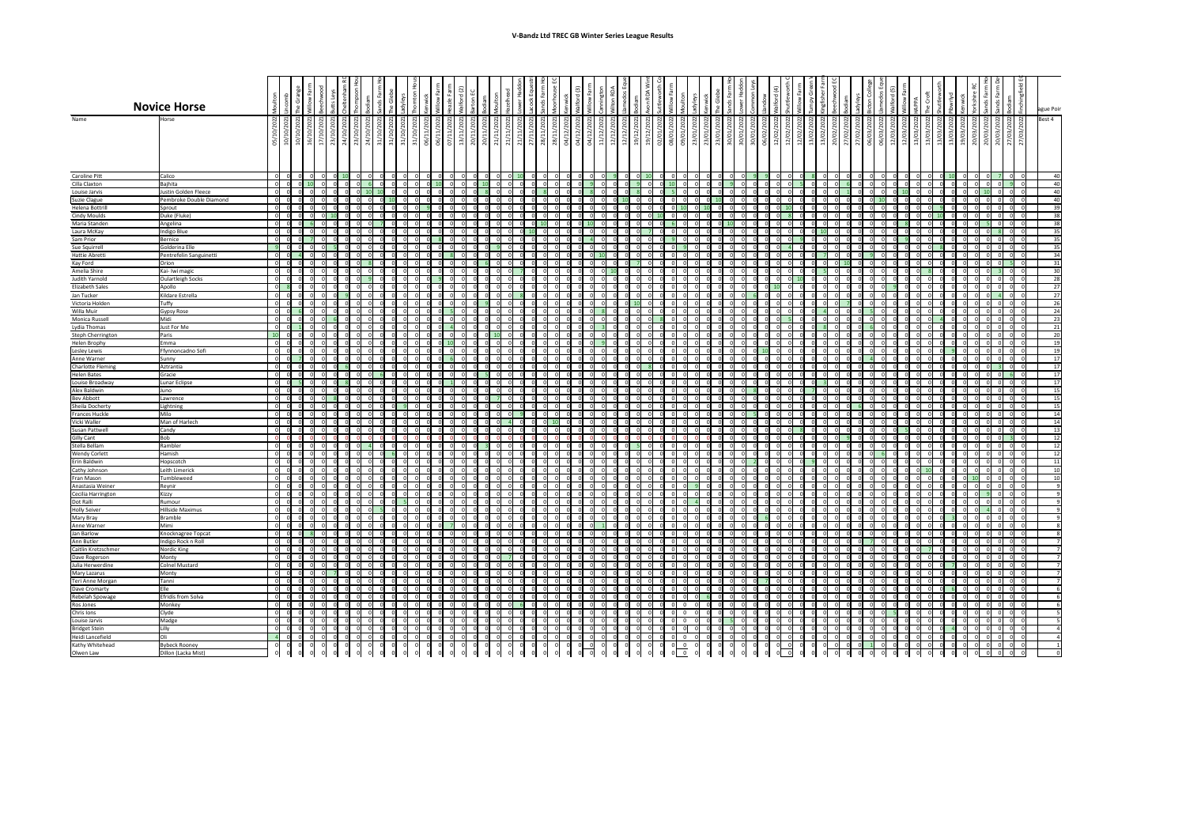# V-Bandz Ltd TREC GB Winter Series League Results

## Novice Horse

| Name | Horse | League Points Best 4 |
|---|---|---|
| Caroline Pitt | Calico | 40 |
| Cilla Claxton | Bajhita | 40 |
| Louise Jarvis | Justin Golden Fleece | 40 |
| Suzie Clague | Pembroke Double Diamond | 40 |
| Helena Bottrill | Sprout | 39 |
| Cindy Moulds | Duke (Fluke) | 38 |
| Maria Standen | Angelina | 38 |
| Laura McKay | Indigo Blue | 35 |
| Sam Prior | Bernice | 35 |
| Sue Squirrell | Golderina Elle | 35 |
| Hattie Abretti | Pentrefelin Sanguinetti | 34 |
| Kay Ford | Orion | 31 |
| Amelia Shire | Kai- Iwi magic | 30 |
| Judith Yarnold | Oulartleigh Socks | 28 |
| Elizabeth Sales | Apollo | 27 |
| Jan Tucker | Kildare Estrella | 27 |
| Victoria Holden | Tuffy | 26 |
| Willa Muir | Gypsy Rose | 24 |
| Monica Russell | Midi | 23 |
| Lydia Thomas | Just For Me | 21 |
| Steph Cherrington | Paris | 20 |
| Helen Brophy | Emma | 19 |
| Lesley Lewis | Ffynnoncadno Sofi | 19 |
| Anne Warner | Sunny | 17 |
| Charlotte Fleming | Aztrantia | 17 |
| Helen Bates | Gracie | 17 |
| Louise Broadway | Lunar Eclipse | 17 |
| Alex Baldwin | Juno | 15 |
| Bev Abbott | Lawrence | 15 |
| Sheila Docherty | Lightning | 15 |
| Frances Huckle | Milo | 14 |
| Vicki Waller | Man of Harlech | 14 |
| Susan Pattwell | Candy | 13 |
| Gilly Cant | Bob | 12 |
| Stella Bellam | Rambler | 12 |
| Wendy Corlett | Hamish | 12 |
| Erin Baldwin | Hopscotch | 11 |
| Cathy Johnson | Leith Limerick | 10 |
| Fran Mason | Tumbleweed | 10 |
| Anastasia Weiner | Reynir | 9 |
| Cecilia Harrington | Kizzy | 9 |
| Dot Ralli | Rumour | 9 |
| Holly Seiver | Hillside Maximus | 9 |
| Mary Bray | Bramble | 9 |
| Anne Warner | Mimi | 8 |
| Jan Barlow | Knocknagree Topcat | 8 |
| Ann Butler | Indigo Rock n Roll | 7 |
| Caitlin Kretzschmer | Nordic King | 7 |
| Dave Rogerson | Monty | 7 |
| Julia Herwerdine | Colnel Mustard | 7 |
| Mary Lazarus | Monty | 7 |
| Teri Anne Morgan | Tanni | 7 |
| Dave Cromarty | Elle | 6 |
| Rebelah Spowage | Efridis from Solva | 6 |
| Ros Jones | Monkey | 6 |
| Chris Ions | Clyde | 5 |
| Louise Jarvis | Madge | 5 |
| Bridget Stein | Lilly | 4 |
| Heidi Lancefield | Oli | 4 |
| Kathy Whitehead | Bybeck Rooney | 1 |
| Olwen Law | Dillon (Lacka Mist) | 0 |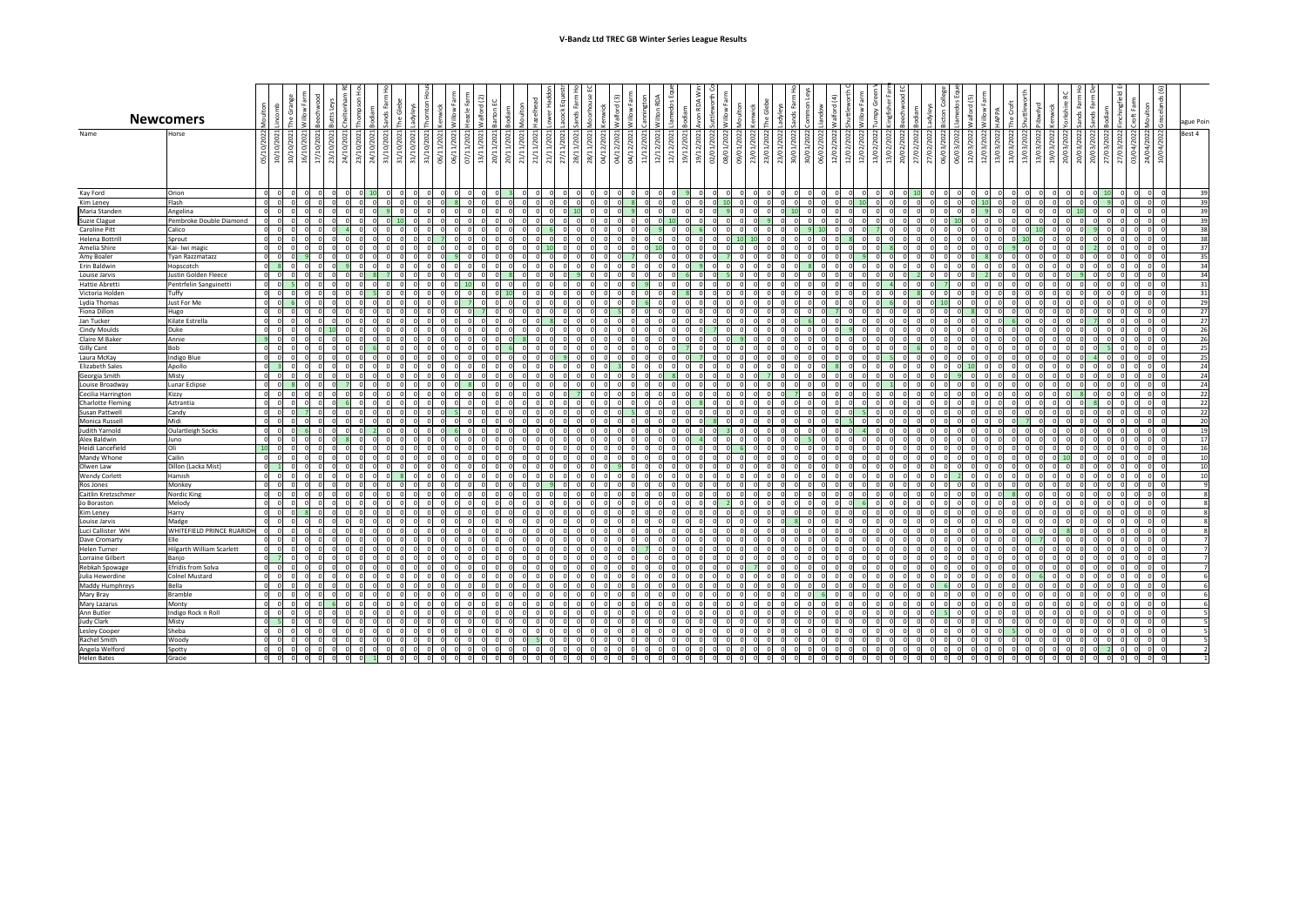# V-Bandz Ltd TREC GB Winter Series League Results

## Newcomers

| Name | Horse | 05/10/2021 Moulton | 10/10/2021 Lincomb | 10/10/2021 The Grange | 16/10/2021 Willow Farm | 17/10/2021 Beechwood | 23/10/2021 Butts Leys | 24/10/2021 Cheltenham RC | 23/10/2021 Thompson Ho | 24/10/2021 Bodiam | 31/10/2021 Sands Farm Ho | 31/10/2021 The Glebe | 31/10/2021 Ladyleys | 31/10/2021 Thornton Hous | 06/11/2021 Kenwick | 06/11/2021 Willow Farm | 07/11/2021 Heacle Farm | 13/11/2021 Walford (2) | 20/11/2021 Barton EC | 20/11/2021 Bodiam | 21/11/2021 Moulton | 21/11/2021 Hazelhead | 21/11/2021 Lower Haddon | 27/11/2021 Lacock Equestr | 28/11/2021 Sands Farm Ho | 28/11/2021 Moorhouse EC | 04/12/2021 Kenwick | 04/12/2021 Walford (3) | 04/12/2021 Willow Farm | 11/12/2021 Cannington | 12/12/2021 Wilton RDA | 12/12/2021 Llanedos Eque | 19/12/2021 Bodiam | 19/12/2021 Avon RDA Win | 02/01/2022 Suttleworth C | 08/01/2022 Willow Farm | 09/01/2022 Moulton | 23/01/2022 Kenwick | 23/01/2022 The Glebe | 23/01/2022 Ladyleys | 30/01/2022 Sands Farm Ho | 30/01/2022 Common Leys | 06/02/2022 Llandow | 12/02/2022 Walford (4) | 12/02/2022 Shuttleworth C | 12/02/2022 Willow Farm | 13/02/2022 Turnpy Green | 13/02/2022 Kingfisher Farm | 20/02/2022 Beechwood EC | 27/02/2022 Bodiam | 27/02/2022 Ladyleys | 06/03/2022 Bicton College | 06/03/2022 Llanedos Eque | 12/03/2022 Walford (5) | 12/03/2022 Willow Farm | 12/03/2022 HAPPA | 13/03/2022 The Croft | 13/03/2022 Shuttleworth | 13/03/2022 Pillwllyd | 19/03/2022 Kenwick | 20/03/2022 Yorkshire RC | 20/03/2022 Sands Farm Ho | 20/03/2022 Sands Farm De | 27/03/2022 Bodiam | 27/03/2022 Finchingfield E | 03/04/2022 Croft Farm | 24/04/2022 Moulton | 30/04/2022 Gracelands (6) | League Points Best 4 |
|---|---|---|---|---|---|---|---|---|---|---|---|---|---|---|---|---|---|---|---|---|---|---|---|---|---|---|---|---|---|---|---|---|---|---|---|---|---|---|---|---|---|---|---|---|---|---|---|---|---|---|---|---|---|---|---|---|---|---|---|---|---|---|---|---|---|---|---|---|---|
| Kay Ford | Orion | 0 | 0 | 0 | 0 | 0 | 0 | 0 | 0 | 0 | 10 | 0 | 0 | 0 | 0 | 0 | 3 | 0 | 0 | 0 | 0 | 0 | 0 | 0 | 0 | 0 | 0 | 0 | 0 | 0 | 9 | 0 | 0 | 0 | 0 | 0 | 0 | 0 | 0 | 0 | 0 | 0 | 0 | 0 | 0 | 0 | 10 | 0 | 0 | 0 | 0 | 0 | 0 | 0 | 0 | 0 | 0 | 0 | 0 | 0 | 0 | 0 | 0 | 10 | 0 | 0 | 0 | 0 | 39 |
| Kim Leney | Flash | 0 | 0 | 0 | 0 | 0 | 0 | 0 | 0 | 0 | 0 | 0 | 0 | 0 | 8 | 0 | 0 | 0 | 0 | 0 | 0 | 0 | 0 | 0 | 0 | 0 | 8 | 0 | 0 | 0 | 0 | 0 | 0 | 0 | 0 | 0 | 0 | 0 | 0 | 0 | 0 | 0 | 0 | 0 | 10 | 0 | 0 | 0 | 0 | 0 | 0 | 0 | 0 | 0 | 10 | 0 | 0 | 0 | 0 | 0 | 0 | 0 | 0 | 9 | 0 | 0 | 0 | 0 | 39 |
| Maria Standen | Angelina | 0 | 0 | 0 | 0 | 0 | 0 | 0 | 0 | 0 | 9 | 0 | 0 | 0 | 0 | 0 | 0 | 0 | 0 | 0 | 10 | 0 | 0 | 0 | 0 | 0 | 9 | 0 | 0 | 0 | 0 | 0 | 0 | 0 | 0 | 9 | 0 | 0 | 0 | 10 | 0 | 0 | 0 | 0 | 0 | 0 | 0 | 0 | 0 | 0 | 0 | 0 | 0 | 0 | 0 | 9 | 0 | 0 | 0 | 0 | 10 | 0 | 0 | 0 | 0 | 0 | 0 | 0 | 39 |
| Suzie Clague | Pembroke Double Diamond | 0 | 0 | 0 | 0 | 0 | 0 | 0 | 0 | 0 | 0 | 0 | 10 | 0 | 0 | 0 | 0 | 0 | 0 | 0 | 0 | 0 | 0 | 0 | 0 | 0 | 0 | 0 | 0 | 0 | 0 | 10 | 0 | 0 | 9 | 0 | 0 | 0 | 0 | 0 | 0 | 0 | 0 | 0 | 0 | 0 | 0 | 10 | 0 | 0 | 0 | 0 | 0 | 0 | 0 | 0 | 0 | 0 | 10 | 0 | 0 | 0 | 0 | 0 | 0 | 0 | 0 | 0 | 39 |
| Helena Bottrill | Sprout | 0 | 0 | 0 | 0 | 0 | 0 | 0 | 0 | 0 | 0 | 0 | 0 | 7 | 0 | 0 | 0 | 0 | 0 | 0 | 0 | 0 | 0 | 0 | 0 | 0 | 0 | 0 | 0 | 0 | 0 | 0 | 0 | 0 | 0 | 0 | 0 | 10 | 10 | 0 | 0 | 0 | 0 | 0 | 8 | 0 | 0 | 0 | 0 | 0 | 0 | 0 | 0 | 0 | 0 | 0 | 0 | 0 | 10 | 0 | 0 | 0 | 0 | 0 | 0 | 0 | 0 | 0 | 38 |
| Amelia Shire | Kai- Iwi magic | 0 | 0 | 0 | 0 | 0 | 0 | 0 | 0 | 0 | 0 | 0 | 0 | 0 | 0 | 0 | 0 | 0 | 0 | 0 | 0 | 10 | 0 | 0 | 0 | 0 | 0 | 0 | 0 | 10 | 0 | 0 | 0 | 0 | 0 | 0 | 0 | 0 | 0 | 0 | 0 | 0 | 0 | 0 | 0 | 0 | 8 | 0 | 0 | 0 | 0 | 0 | 0 | 0 | 0 | 0 | 0 | 0 | 9 | 0 | 0 | 0 | 2 | 0 | 0 | 0 | 0 | 0 | 37 |
| Amy Boaler | Tyan Razzmatazz | 0 | 0 | 0 | 9 | 0 | 0 | 0 | 0 | 0 | 0 | 0 | 0 | 0 | 0 | 9 | 0 | 0 | 0 | 0 | 0 | 0 | 0 | 0 | 0 | 0 | 7 | 0 | 0 | 0 | 0 | 0 | 0 | 0 | 0 | 0 | 7 | 0 | 0 | 0 | 0 | 0 | 0 | 0 | 0 | 9 | 0 | 0 | 0 | 0 | 0 | 0 | 0 | 0 | 0 | 0 | 8 | 0 | 0 | 0 | 0 | 0 | 0 | 0 | 0 | 0 | 0 | 0 | 35 |
| Erin Baldwin | Hopscotch | 0 | 8 | 0 | 0 | 0 | 0 | 0 | 9 | 0 | 0 | 0 | 0 | 0 | 0 | 0 | 0 | 0 | 0 | 0 | 0 | 0 | 0 | 0 | 0 | 0 | 9 | 0 | 0 | 0 | 0 | 0 | 0 | 0 | 0 | 0 | 0 | 0 | 8 | 0 | 0 | 0 | 0 | 0 | 0 | 0 | 0 | 0 | 0 | 0 | 0 | 0 | 0 | 0 | 0 | 0 | 0 | 0 | 0 | 0 | 0 | 0 | 0 | 0 | 0 | 0 | 0 | 0 | 34 |
| Louise Jarvis | Justin Golden Fleece | 0 | 0 | 0 | 0 | 0 | 0 | 0 | 0 | 8 | 7 | 0 | 0 | 0 | 0 | 0 | 0 | 8 | 0 | 0 | 0 | 0 | 0 | 0 | 9 | 0 | 0 | 0 | 0 | 0 | 6 | 0 | 0 | 0 | 0 | 0 | 5 | 0 | 0 | 0 | 0 | 0 | 0 | 0 | 0 | 0 | 0 | 0 | 0 | 0 | 0 | 2 | 0 | 0 | 0 | 0 | 2 | 0 | 0 | 0 | 9 | 0 | 0 | 0 | 0 | 0 | 0 | 0 | 34 |
| Hattie Abretti | Pentrfelin Sanguinetti | 0 | 0 | 0 | 5 | 0 | 0 | 0 | 0 | 0 | 0 | 0 | 0 | 0 | 0 | 0 | 10 | 0 | 0 | 0 | 0 | 0 | 0 | 0 | 0 | 0 | 0 | 0 | 9 | 0 | 0 | 0 | 0 | 0 | 0 | 0 | 0 | 0 | 0 | 0 | 0 | 0 | 0 | 0 | 0 | 0 | 0 | 0 | 4 | 0 | 0 | 0 | 7 | 0 | 0 | 0 | 0 | 0 | 0 | 0 | 0 | 0 | 0 | 0 | 0 | 0 | 0 | 0 | 31 |
| Victoria Holden | Tuffy | 0 | 0 | 0 | 0 | 0 | 0 | 0 | 0 | 0 | 5 | 0 | 0 | 0 | 0 | 0 | 7 | 0 | 0 | 10 | 0 | 0 | 0 | 0 | 0 | 0 | 0 | 0 | 0 | 0 | 0 | 8 | 0 | 0 | 0 | 0 | 0 | 0 | 0 | 0 | 0 | 0 | 0 | 0 | 0 | 0 | 0 | 0 | 0 | 0 | 8 | 0 | 0 | 0 | 10 | 0 | 0 | 0 | 0 | 0 | 0 | 0 | 0 | 0 | 0 | 0 | 0 | 0 | 31 |
| Lydia Thomas | Just For Me | 0 | 0 | 0 | 6 | 0 | 0 | 0 | 0 | 0 | 0 | 0 | 0 | 0 | 0 | 0 | 7 | 0 | 0 | 0 | 0 | 0 | 0 | 9 | 0 | 0 | 0 | 0 | 6 | 0 | 0 | 0 | 0 | 0 | 0 | 0 | 0 | 0 | 0 | 0 | 0 | 0 | 0 | 0 | 0 | 0 | 0 | 0 | 6 | 0 | 0 | 0 | 0 | 0 | 10 | 0 | 0 | 0 | 0 | 0 | 0 | 0 | 0 | 0 | 0 | 0 | 0 | 0 | 29 |
| Fiona Dillon | Hugo | 0 | 0 | 0 | 0 | 0 | 0 | 0 | 0 | 0 | 0 | 0 | 0 | 0 | 0 | 0 | 0 | 0 | 7 | 0 | 0 | 0 | 0 | 0 | 0 | 0 | 5 | 0 | 0 | 0 | 0 | 0 | 0 | 0 | 0 | 0 | 0 | 0 | 0 | 0 | 0 | 0 | 0 | 7 | 0 | 0 | 0 | 0 | 0 | 0 | 0 | 0 | 0 | 0 | 0 | 8 | 0 | 0 | 0 | 0 | 0 | 0 | 0 | 0 | 0 | 0 | 0 | 0 | 27 |
| Jan Tucker | Kilate Estrella | 0 | 0 | 0 | 0 | 0 | 0 | 0 | 0 | 0 | 0 | 0 | 0 | 0 | 0 | 0 | 0 | 0 | 0 | 0 | 0 | 0 | 8 | 0 | 0 | 0 | 0 | 0 | 0 | 0 | 0 | 0 | 0 | 0 | 0 | 0 | 0 | 0 | 0 | 0 | 0 | 0 | 6 | 0 | 0 | 0 | 0 | 0 | 0 | 0 | 0 | 0 | 0 | 0 | 0 | 0 | 0 | 0 | 6 | 0 | 0 | 7 | 0 | 0 | 0 | 0 | 0 | 0 | 27 |
| Cindy Moulds | Duke | 0 | 0 | 0 | 0 | 0 | 0 | 10 | 0 | 0 | 0 | 0 | 0 | 0 | 0 | 0 | 0 | 0 | 0 | 0 | 0 | 0 | 0 | 0 | 0 | 0 | 0 | 0 | 0 | 0 | 0 | 0 | 0 | 0 | 0 | 0 | 7 | 0 | 0 | 0 | 0 | 0 | 0 | 0 | 9 | 0 | 0 | 0 | 0 | 0 | 0 | 0 | 0 | 0 | 0 | 0 | 0 | 0 | 0 | 0 | 0 | 0 | 0 | 0 | 0 | 0 | 0 | 0 | 26 |
| Claire M Baker | Annie | 9 | 0 | 0 | 0 | 0 | 0 | 0 | 0 | 0 | 0 | 0 | 0 | 0 | 0 | 0 | 0 | 0 | 0 | 8 | 0 | 0 | 0 | 0 | 0 | 0 | 0 | 0 | 0 | 0 | 0 | 0 | 0 | 0 | 0 | 0 | 9 | 0 | 0 | 0 | 0 | 0 | 0 | 0 | 0 | 0 | 0 | 0 | 0 | 0 | 0 | 0 | 0 | 0 | 0 | 0 | 0 | 0 | 0 | 0 | 0 | 0 | 0 | 0 | 0 | 0 | 0 | 0 | 26 |
| Gilly Cant | Bob | 0 | 0 | 0 | 0 | 0 | 0 | 0 | 0 | 6 | 0 | 0 | 0 | 0 | 0 | 0 | 0 | 0 | 0 | 6 | 0 | 0 | 0 | 0 | 0 | 0 | 0 | 0 | 0 | 0 | 0 | 7 | 0 | 0 | 0 | 0 | 0 | 0 | 0 | 0 | 0 | 0 | 0 | 0 | 0 | 0 | 0 | 0 | 0 | 0 | 6 | 0 | 0 | 0 | 0 | 0 | 0 | 0 | 0 | 0 | 0 | 0 | 5 | 0 | 0 | 0 | 0 | 0 | 25 |
| Laura McKay | Indigo Blue | 0 | 0 | 0 | 0 | 0 | 0 | 0 | 0 | 0 | 0 | 0 | 0 | 0 | 0 | 0 | 0 | 0 | 0 | 0 | 0 | 0 | 0 | 0 | 9 | 0 | 0 | 0 | 0 | 0 | 0 | 0 | 0 | 7 | 0 | 0 | 0 | 0 | 0 | 0 | 0 | 0 | 0 | 0 | 0 | 0 | 0 | 0 | 5 | 0 | 0 | 0 | 0 | 0 | 0 | 0 | 0 | 0 | 0 | 0 | 0 | 4 | 0 | 0 | 0 | 0 | 0 | 0 | 25 |
| Elizabeth Sales | Apollo | 0 | 3 | 0 | 0 | 0 | 0 | 0 | 0 | 0 | 0 | 0 | 0 | 0 | 0 | 0 | 0 | 0 | 0 | 0 | 0 | 0 | 0 | 0 | 0 | 0 | 3 | 0 | 0 | 0 | 0 | 8 | 0 | 0 | 0 | 0 | 0 | 0 | 0 | 0 | 0 | 0 | 0 | 8 | 0 | 0 | 0 | 0 | 0 | 0 | 0 | 0 | 0 | 0 | 10 | 0 | 0 | 0 | 0 | 0 | 0 | 0 | 0 | 0 | 0 | 0 | 0 | 0 | 24 |
| Georgia Smith | Misty | 0 | 0 | 0 | 0 | 0 | 0 | 0 | 0 | 0 | 0 | 0 | 0 | 0 | 0 | 0 | 0 | 0 | 0 | 0 | 0 | 0 | 0 | 0 | 0 | 0 | 0 | 0 | 0 | 0 | 0 | 0 | 0 | 0 | 0 | 0 | 0 | 0 | 0 | 0 | 0 | 0 | 0 | 0 | 0 | 0 | 0 | 0 | 0 | 0 | 0 | 0 | 0 | 9 | 0 | 0 | 0 | 0 | 0 | 0 | 0 | 0 | 0 | 0 | 0 | 0 | 0 | 0 | 24 |
| Louise Broadway | Lunar Eclipse | 0 | 0 | 0 | 8 | 0 | 0 | 0 | 7 | 0 | 0 | 0 | 0 | 0 | 0 | 0 | 8 | 0 | 0 | 0 | 0 | 0 | 0 | 0 | 0 | 0 | 0 | 0 | 0 | 0 | 0 | 0 | 0 | 0 | 0 | 0 | 0 | 0 | 0 | 0 | 0 | 0 | 0 | 0 | 0 | 0 | 0 | 0 | 1 | 0 | 0 | 0 | 0 | 0 | 0 | 0 | 0 | 0 | 0 | 0 | 0 | 0 | 0 | 0 | 0 | 0 | 0 | 0 | 24 |
| Cecilia Harrington | Kizzy | 0 | 0 | 0 | 0 | 0 | 0 | 0 | 0 | 0 | 0 | 0 | 0 | 0 | 0 | 0 | 0 | 0 | 0 | 0 | 0 | 0 | 7 | 0 | 0 | 0 | 0 | 0 | 0 | 0 | 0 | 0 | 0 | 0 | 0 | 0 | 0 | 0 | 0 | 0 | 7 | 0 | 0 | 0 | 0 | 0 | 0 | 0 | 0 | 0 | 0 | 0 | 0 | 0 | 0 | 0 | 0 | 0 | 0 | 0 | 0 | 8 | 0 | 0 | 0 | 0 | 0 | 0 | 22 |
| Charlotte Fleming | Aztrantia | 0 | 0 | 0 | 0 | 0 | 0 | 0 | 6 | 0 | 0 | 0 | 0 | 0 | 0 | 0 | 0 | 0 | 0 | 0 | 0 | 0 | 0 | 0 | 0 | 0 | 0 | 0 | 0 | 0 | 0 | 8 | 0 | 0 | 0 | 0 | 0 | 0 | 0 | 0 | 0 | 0 | 0 | 0 | 0 | 0 | 0 | 0 | 0 | 0 | 0 | 0 | 0 | 0 | 0 | 0 | 0 | 0 | 0 | 0 | 0 | 0 | 0 | 8 | 0 | 0 | 0 | 0 | 22 |
| Susan Pattwell | Candy | 0 | 0 | 0 | 7 | 0 | 0 | 0 | 0 | 0 | 0 | 0 | 0 | 0 | 0 | 0 | 5 | 0 | 0 | 0 | 0 | 0 | 0 | 0 | 0 | 0 | 0 | 5 | 0 | 0 | 0 | 0 | 0 | 0 | 0 | 0 | 0 | 0 | 0 | 0 | 0 | 0 | 0 | 0 | 5 | 0 | 0 | 0 | 0 | 0 | 0 | 0 | 0 | 0 | 0 | 0 | 0 | 0 | 0 | 0 | 0 | 0 | 0 | 0 | 0 | 0 | 0 | 0 | 22 |
| Monica Russell | Midi | 0 | 0 | 0 | 0 | 0 | 0 | 0 | 0 | 0 | 0 | 0 | 0 | 0 | 0 | 0 | 0 | 0 | 0 | 0 | 0 | 0 | 0 | 0 | 0 | 0 | 0 | 0 | 0 | 0 | 0 | 0 | 0 | 0 | 8 | 0 | 0 | 0 | 0 | 0 | 0 | 0 | 0 | 5 | 0 | 0 | 0 | 0 | 0 | 0 | 0 | 0 | 0 | 0 | 0 | 0 | 0 | 0 | 0 | 7 | 0 | 0 | 0 | 0 | 0 | 0 | 0 | 0 | 20 |
| Judith Yarnold | Oulartleigh Socks | 0 | 0 | 0 | 6 | 0 | 0 | 0 | 0 | 0 | 2 | 0 | 0 | 0 | 0 | 6 | 0 | 0 | 0 | 0 | 0 | 0 | 0 | 0 | 0 | 0 | 0 | 0 | 0 | 0 | 0 | 0 | 0 | 0 | 0 | 0 | 3 | 0 | 0 | 0 | 0 | 0 | 0 | 0 | 0 | 4 | 0 | 0 | 0 | 0 | 0 | 0 | 0 | 0 | 0 | 0 | 0 | 0 | 0 | 0 | 0 | 0 | 0 | 0 | 0 | 0 | 0 | 0 | 19 |
| Alex Baldwin | Juno | 0 | 0 | 0 | 0 | 0 | 0 | 0 | 8 | 0 | 0 | 0 | 0 | 0 | 0 | 0 | 0 | 0 | 0 | 0 | 0 | 0 | 0 | 0 | 0 | 0 | 0 | 0 | 0 | 0 | 0 | 0 | 0 | 0 | 4 | 0 | 0 | 0 | 0 | 0 | 5 | 0 | 0 | 0 | 0 | 0 | 0 | 0 | 0 | 0 | 0 | 0 | 0 | 0 | 0 | 0 | 0 | 0 | 0 | 0 | 0 | 0 | 0 | 0 | 0 | 0 | 0 | 0 | 17 |
| Heidi Lancefield | Oli | 10 | 0 | 0 | 0 | 0 | 0 | 0 | 0 | 0 | 0 | 0 | 0 | 0 | 0 | 0 | 0 | 0 | 0 | 0 | 0 | 0 | 0 | 0 | 0 | 0 | 0 | 0 | 0 | 0 | 0 | 0 | 0 | 0 | 0 | 0 | 6 | 0 | 0 | 0 | 0 | 0 | 0 | 0 | 0 | 0 | 0 | 0 | 0 | 0 | 0 | 0 | 0 | 0 | 0 | 0 | 0 | 0 | 0 | 0 | 0 | 0 | 0 | 0 | 0 | 0 | 0 | 0 | 16 |
| Mandy Whone | Cailin | 0 | 0 | 0 | 0 | 0 | 0 | 0 | 0 | 0 | 0 | 0 | 0 | 0 | 0 | 0 | 0 | 0 | 0 | 0 | 0 | 0 | 0 | 0 | 0 | 0 | 0 | 0 | 0 | 0 | 0 | 0 | 0 | 0 | 0 | 0 | 0 | 0 | 0 | 0 | 0 | 0 | 0 | 0 | 0 | 0 | 0 | 0 | 0 | 0 | 0 | 0 | 0 | 0 | 0 | 0 | 0 | 0 | 0 | 0 | 0 | 10 | 0 | 0 | 0 | 0 | 0 | 0 | 10 |
| Olwen Law | Dillon (Lacka Mist) | 0 | 1 | 0 | 0 | 0 | 0 | 0 | 0 | 0 | 0 | 0 | 0 | 0 | 0 | 0 | 0 | 0 | 0 | 0 | 0 | 0 | 0 | 0 | 0 | 9 | 0 | 0 | 0 | 0 | 0 | 0 | 0 | 0 | 0 | 0 | 0 | 0 | 0 | 0 | 0 | 0 | 0 | 0 | 0 | 0 | 0 | 0 | 0 | 0 | 0 | 0 | 0 | 0 | 0 | 0 | 0 | 0 | 0 | 0 | 0 | 0 | 0 | 0 | 0 | 0 | 0 | 0 | 10 |
| Wendy Corlett | Hamish | 0 | 0 | 0 | 0 | 0 | 0 | 0 | 0 | 0 | 0 | 8 | 0 | 0 | 0 | 0 | 0 | 0 | 0 | 0 | 0 | 0 | 0 | 0 | 0 | 0 | 0 | 0 | 0 | 0 | 0 | 0 | 0 | 0 | 0 | 0 | 0 | 0 | 0 | 0 | 0 | 0 | 0 | 0 | 0 | 0 | 0 | 0 | 0 | 0 | 0 | 0 | 2 | 0 | 0 | 0 | 0 | 0 | 0 | 0 | 0 | 0 | 0 | 0 | 0 | 0 | 0 | 0 | 10 |
| Caitlin Kretzschmer | Nordic King | 0 | 0 | 0 | 0 | 0 | 0 | 0 | 0 | 0 | 0 | 0 | 0 | 0 | 0 | 0 | 0 | 0 | 0 | 0 | 0 | 0 | 0 | 0 | 0 | 0 | 0 | 0 | 0 | 0 | 0 | 0 | 0 | 0 | 0 | 0 | 0 | 0 | 0 | 0 | 0 | 0 | 0 | 0 | 0 | 0 | 0 | 0 | 0 | 0 | 0 | 0 | 0 | 0 | 0 | 0 | 8 | 0 | 0 | 0 | 0 | 0 | 0 | 0 | 0 | 0 | 0 | 0 | 8 |
| Jo Boraston | Melody | 0 | 0 | 0 | 0 | 0 | 0 | 0 | 0 | 0 | 0 | 0 | 0 | 0 | 0 | 0 | 0 | 0 | 0 | 0 | 0 | 0 | 0 | 0 | 0 | 0 | 0 | 0 | 0 | 0 | 0 | 0 | 0 | 0 | 0 | 0 | 2 | 0 | 0 | 0 | 0 | 0 | 0 | 0 | 0 | 6 | 0 | 0 | 0 | 0 | 0 | 0 | 0 | 0 | 0 | 0 | 0 | 0 | 0 | 0 | 0 | 0 | 0 | 0 | 0 | 0 | 0 | 0 | 8 |
| Kim Leney | Harry | 0 | 0 | 0 | 8 | 0 | 0 | 0 | 0 | 0 | 0 | 0 | 0 | 0 | 0 | 0 | 0 | 0 | 0 | 0 | 0 | 0 | 0 | 0 | 0 | 0 | 0 | 0 | 0 | 0 | 0 | 0 | 0 | 0 | 0 | 0 | 0 | 0 | 0 | 0 | 0 | 0 | 0 | 0 | 0 | 0 | 0 | 0 | 0 | 0 | 0 | 0 | 0 | 0 | 0 | 0 | 0 | 0 | 0 | 0 | 0 | 0 | 0 | 0 | 0 | 0 | 0 | 0 | 8 |
| Louise Jarvis | Madge | 0 | 0 | 0 | 0 | 0 | 0 | 0 | 0 | 0 | 0 | 0 | 0 | 0 | 0 | 0 | 0 | 0 | 0 | 0 | 0 | 0 | 0 | 0 | 0 | 0 | 0 | 0 | 0 | 0 | 0 | 0 | 0 | 0 | 0 | 0 | 0 | 0 | 0 | 0 | 0 | 8 | 0 | 0 | 0 | 0 | 0 | 0 | 0 | 0 | 0 | 0 | 0 | 0 | 0 | 0 | 0 | 0 | 0 | 0 | 0 | 0 | 0 | 0 | 0 | 0 | 0 | 0 | 8 |
| Luci Callister WH | WHITEFIELD PRINCE RUARIDH | 0 | 0 | 0 | 0 | 0 | 0 | 0 | 0 | 0 | 0 | 0 | 0 | 0 | 0 | 0 | 0 | 0 | 0 | 0 | 0 | 0 | 0 | 0 | 0 | 0 | 0 | 0 | 0 | 0 | 0 | 0 | 0 | 0 | 0 | 0 | 0 | 0 | 0 | 0 | 0 | 0 | 0 | 0 | 0 | 0 | 0 | 0 | 0 | 0 | 0 | 0 | 0 | 0 | 0 | 0 | 0 | 0 | 0 | 0 | 8 | 0 | 0 | 0 | 0 | 0 | 0 | 0 | 8 |
| Dave Cromarty | Elle | 0 | 0 | 0 | 0 | 0 | 0 | 0 | 0 | 0 | 0 | 0 | 0 | 0 | 0 | 0 | 0 | 0 | 0 | 0 | 0 | 0 | 0 | 0 | 0 | 0 | 0 | 0 | 0 | 0 | 0 | 0 | 0 | 0 | 0 | 0 | 0 | 0 | 0 | 0 | 0 | 0 | 0 | 0 | 0 | 0 | 0 | 0 | 0 | 0 | 0 | 0 | 0 | 0 | 0 | 0 | 0 | 0 | 7 | 0 | 0 | 0 | 0 | 0 | 0 | 0 | 0 | 0 | 7 |
| Helen Turner | Hilgarth William Scarlett | 0 | 0 | 0 | 0 | 0 | 0 | 0 | 0 | 0 | 0 | 0 | 0 | 0 | 0 | 0 | 0 | 0 | 0 | 0 | 0 | 0 | 0 | 0 | 0 | 0 | 0 | 0 | 7 | 0 | 0 | 0 | 0 | 0 | 0 | 0 | 0 | 0 | 0 | 0 | 0 | 0 | 0 | 0 | 0 | 0 | 0 | 0 | 0 | 0 | 0 | 0 | 0 | 0 | 0 | 0 | 0 | 0 | 0 | 0 | 0 | 0 | 0 | 0 | 0 | 0 | 0 | 0 | 7 |
| Lorraine Gilbert | Banjo | 0 | 7 | 0 | 0 | 0 | 0 | 0 | 0 | 0 | 0 | 0 | 0 | 0 | 0 | 0 | 0 | 0 | 0 | 0 | 0 | 0 | 0 | 0 | 0 | 0 | 0 | 0 | 0 | 0 | 0 | 0 | 0 | 0 | 0 | 0 | 0 | 0 | 0 | 0 | 0 | 0 | 0 | 0 | 0 | 0 | 0 | 0 | 0 | 0 | 0 | 0 | 0 | 0 | 0 | 0 | 0 | 0 | 0 | 0 | 0 | 0 | 0 | 0 | 0 | 0 | 0 | 0 | 7 |
| Rebkah Spowage | Efridis from Solva | 0 | 0 | 0 | 0 | 0 | 0 | 0 | 0 | 0 | 0 | 0 | 0 | 0 | 0 | 0 | 0 | 0 | 0 | 0 | 0 | 0 | 0 | 0 | 0 | 0 | 0 | 0 | 0 | 0 | 0 | 0 | 0 | 0 | 0 | 0 | 0 | 7 | 0 | 0 | 0 | 0 | 0 | 0 | 0 | 0 | 0 | 0 | 0 | 0 | 0 | 0 | 0 | 0 | 0 | 0 | 0 | 0 | 0 | 0 | 0 | 0 | 0 | 0 | 0 | 0 | 0 | 0 | 7 |
| Julia Hewerdine | Colnel Mustard | 0 | 0 | 0 | 0 | 0 | 0 | 0 | 0 | 0 | 0 | 0 | 0 | 0 | 0 | 0 | 0 | 0 | 0 | 0 | 0 | 0 | 0 | 0 | 0 | 0 | 0 | 0 | 0 | 0 | 0 | 0 | 0 | 0 | 0 | 0 | 0 | 0 | 0 | 0 | 0 | 0 | 0 | 0 | 0 | 0 | 0 | 0 | 0 | 0 | 0 | 0 | 0 | 0 | 0 | 0 | 0 | 0 | 0 | 6 | 0 | 0 | 0 | 0 | 0 | 0 | 0 | 0 | 6 |
| Maddy Humphreys | Bella | 0 | 0 | 0 | 0 | 0 | 0 | 0 | 0 | 0 | 0 | 0 | 0 | 0 | 0 | 0 | 0 | 0 | 0 | 0 | 0 | 0 | 0 | 0 | 0 | 0 | 0 | 0 | 0 | 0 | 0 | 0 | 0 | 0 | 0 | 0 | 0 | 0 | 0 | 0 | 0 | 0 | 0 | 0 | 0 | 0 | 0 | 0 | 0 | 0 | 0 | 0 | 6 | 0 | 0 | 0 | 0 | 0 | 0 | 0 | 0 | 0 | 0 | 0 | 0 | 0 | 0 | 0 | 6 |
| Mary Bray | Bramble | 0 | 0 | 0 | 0 | 0 | 0 | 0 | 0 | 0 | 0 | 0 | 0 | 0 | 0 | 0 | 0 | 0 | 0 | 0 | 0 | 0 | 0 | 0 | 0 | 0 | 0 | 0 | 0 | 0 | 0 | 0 | 0 | 0 | 0 | 0 | 0 | 0 | 0 | 0 | 0 | 0 | 6 | 0 | 0 | 0 | 0 | 0 | 0 | 0 | 0 | 0 | 0 | 0 | 0 | 0 | 0 | 0 | 0 | 0 | 0 | 0 | 0 | 0 | 0 | 0 | 0 | 0 | 6 |
| Mary Lazarus | Monty | 0 | 0 | 0 | 0 | 0 | 0 | 6 | 0 | 0 | 0 | 0 | 0 | 0 | 0 | 0 | 0 | 0 | 0 | 0 | 0 | 0 | 0 | 0 | 0 | 0 | 0 | 0 | 0 | 0 | 0 | 0 | 0 | 0 | 0 | 0 | 0 | 0 | 0 | 0 | 0 | 0 | 0 | 0 | 0 | 0 | 0 | 0 | 0 | 0 | 0 | 0 | 0 | 0 | 0 | 0 | 0 | 0 | 0 | 0 | 0 | 0 | 0 | 0 | 0 | 0 | 0 | 0 | 6 |
| Ann Butler | Indigo Rock n Roll | 0 | 0 | 0 | 0 | 0 | 0 | 0 | 0 | 0 | 0 | 0 | 0 | 0 | 0 | 0 | 0 | 0 | 0 | 0 | 0 | 0 | 0 | 0 | 0 | 0 | 0 | 0 | 0 | 0 | 0 | 0 | 0 | 0 | 0 | 0 | 0 | 0 | 0 | 0 | 0 | 0 | 0 | 0 | 0 | 0 | 0 | 0 | 0 | 0 | 0 | 0 | 5 | 0 | 0 | 0 | 0 | 0 | 0 | 0 | 0 | 0 | 0 | 0 | 0 | 0 | 0 | 0 | 5 |
| Judy Clark | Misty | 0 | 5 | 0 | 0 | 0 | 0 | 0 | 0 | 0 | 0 | 0 | 0 | 0 | 0 | 0 | 0 | 0 | 0 | 0 | 0 | 0 | 0 | 0 | 0 | 0 | 0 | 0 | 0 | 0 | 0 | 0 | 0 | 0 | 0 | 0 | 0 | 0 | 0 | 0 | 0 | 0 | 0 | 0 | 0 | 0 | 0 | 0 | 0 | 0 | 0 | 0 | 0 | 0 | 0 | 0 | 0 | 0 | 0 | 0 | 0 | 0 | 0 | 0 | 0 | 0 | 0 | 0 | 5 |
| Lesley Cooper | Sheba | 0 | 0 | 0 | 0 | 0 | 0 | 0 | 0 | 0 | 0 | 0 | 0 | 0 | 0 | 0 | 0 | 0 | 0 | 0 | 0 | 0 | 0 | 0 | 0 | 0 | 0 | 0 | 0 | 0 | 0 | 0 | 0 | 0 | 0 | 0 | 0 | 0 | 0 | 0 | 0 | 0 | 0 | 0 | 0 | 0 | 0 | 0 | 0 | 0 | 0 | 0 | 0 | 0 | 0 | 0 | 0 | 5 | 0 | 0 | 0 | 0 | 0 | 0 | 0 | 0 | 0 | 0 | 5 |
| Rachel Smith | Woody | 0 | 0 | 0 | 0 | 0 | 0 | 0 | 0 | 0 | 0 | 0 | 0 | 0 | 0 | 0 | 0 | 0 | 0 | 5 | 0 | 0 | 0 | 0 | 0 | 0 | 0 | 0 | 0 | 0 | 0 | 0 | 0 | 0 | 0 | 0 | 0 | 0 | 0 | 0 | 0 | 0 | 0 | 0 | 0 | 0 | 0 | 0 | 0 | 0 | 0 | 0 | 0 | 0 | 0 | 0 | 0 | 0 | 0 | 0 | 0 | 0 | 0 | 0 | 0 | 0 | 0 | 0 | 5 |
| Angela Welford | Spotty | 0 | 0 | 0 | 0 | 0 | 0 | 0 | 0 | 0 | 0 | 0 | 0 | 0 | 0 | 0 | 0 | 0 | 0 | 0 | 0 | 0 | 0 | 0 | 0 | 0 | 0 | 0 | 0 | 0 | 0 | 0 | 0 | 0 | 0 | 0 | 0 | 0 | 0 | 0 | 0 | 0 | 0 | 0 | 0 | 0 | 0 | 0 | 0 | 0 | 0 | 0 | 0 | 0 | 0 | 0 | 0 | 0 | 0 | 0 | 0 | 0 | 0 | 0 | 2 | 0 | 0 | 0 | 2 |
| Helen Bates | Gracie | 0 | 0 | 0 | 0 | 0 | 0 | 0 | 0 | 0 | 1 | 0 | 0 | 0 | 0 | 0 | 0 | 0 | 0 | 0 | 0 | 0 | 0 | 0 | 0 | 0 | 0 | 0 | 0 | 0 | 0 | 0 | 0 | 0 | 0 | 0 | 0 | 0 | 0 | 0 | 0 | 0 | 0 | 0 | 0 | 0 | 0 | 0 | 0 | 0 | 0 | 0 | 0 | 0 | 0 | 0 | 0 | 0 | 0 | 0 | 0 | 0 | 0 | 0 | 0 | 0 | 0 | 0 | 1 |